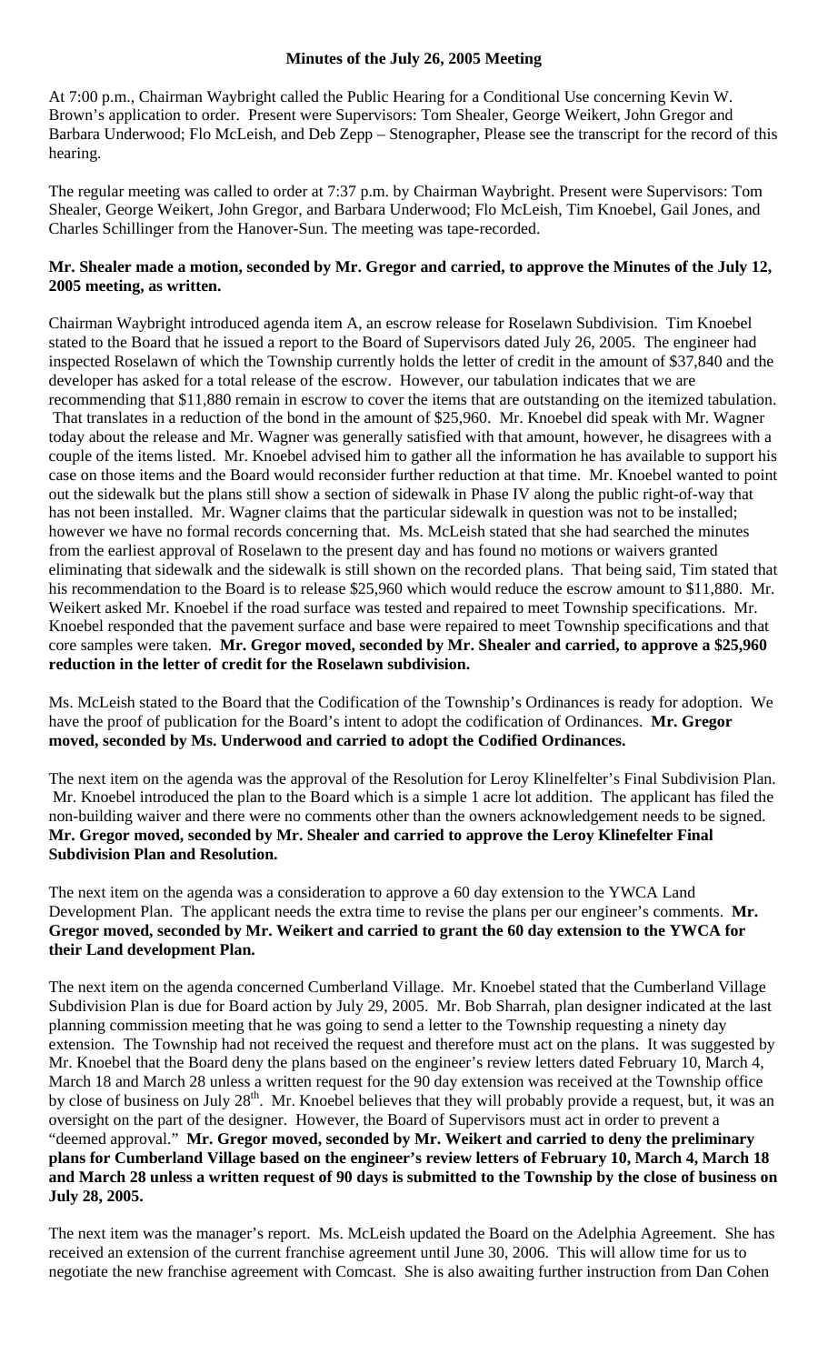# Minutes of the July 26, 2005 Meeting

At 7:00 p.m., Chairman Waybright called the Public Hearing for a Conditional Use concerning Kevin W. Brown's application to order. Present were Supervisors: Tom Shealer, George Weikert, John Gregor and Barbara Underwood; Flo McLeish, and Deb Zepp – Stenographer, Please see the transcript for the record of this hearing.

The regular meeting was called to order at 7:37 p.m. by Chairman Waybright. Present were Supervisors: Tom Shealer, George Weikert, John Gregor, and Barbara Underwood; Flo McLeish, Tim Knoebel, Gail Jones, and Charles Schillinger from the Hanover-Sun. The meeting was tape-recorded.

**Mr. Shealer made a motion, seconded by Mr. Gregor and carried, to approve the Minutes of the July 12, 2005 meeting, as written.**

Chairman Waybright introduced agenda item A, an escrow release for Roselawn Subdivision. Tim Knoebel stated to the Board that he issued a report to the Board of Supervisors dated July 26, 2005. The engineer had inspected Roselawn of which the Township currently holds the letter of credit in the amount of $37,840 and the developer has asked for a total release of the escrow. However, our tabulation indicates that we are recommending that $11,880 remain in escrow to cover the items that are outstanding on the itemized tabulation. That translates in a reduction of the bond in the amount of $25,960. Mr. Knoebel did speak with Mr. Wagner today about the release and Mr. Wagner was generally satisfied with that amount, however, he disagrees with a couple of the items listed. Mr. Knoebel advised him to gather all the information he has available to support his case on those items and the Board would reconsider further reduction at that time. Mr. Knoebel wanted to point out the sidewalk but the plans still show a section of sidewalk in Phase IV along the public right-of-way that has not been installed. Mr. Wagner claims that the particular sidewalk in question was not to be installed; however we have no formal records concerning that. Ms. McLeish stated that she had searched the minutes from the earliest approval of Roselawn to the present day and has found no motions or waivers granted eliminating that sidewalk and the sidewalk is still shown on the recorded plans. That being said, Tim stated that his recommendation to the Board is to release $25,960 which would reduce the escrow amount to $11,880. Mr. Weikert asked Mr. Knoebel if the road surface was tested and repaired to meet Township specifications. Mr. Knoebel responded that the pavement surface and base were repaired to meet Township specifications and that core samples were taken. **Mr. Gregor moved, seconded by Mr. Shealer and carried, to approve a $25,960 reduction in the letter of credit for the Roselawn subdivision.**

Ms. McLeish stated to the Board that the Codification of the Township's Ordinances is ready for adoption. We have the proof of publication for the Board's intent to adopt the codification of Ordinances. **Mr. Gregor moved, seconded by Ms. Underwood and carried to adopt the Codified Ordinances.**

The next item on the agenda was the approval of the Resolution for Leroy Klinelfelter's Final Subdivision Plan. Mr. Knoebel introduced the plan to the Board which is a simple 1 acre lot addition. The applicant has filed the non-building waiver and there were no comments other than the owners acknowledgement needs to be signed. **Mr. Gregor moved, seconded by Mr. Shealer and carried to approve the Leroy Klinefelter Final Subdivision Plan and Resolution.**

The next item on the agenda was a consideration to approve a 60 day extension to the YWCA Land Development Plan. The applicant needs the extra time to revise the plans per our engineer's comments. **Mr. Gregor moved, seconded by Mr. Weikert and carried to grant the 60 day extension to the YWCA for their Land development Plan.**

The next item on the agenda concerned Cumberland Village. Mr. Knoebel stated that the Cumberland Village Subdivision Plan is due for Board action by July 29, 2005. Mr. Bob Sharrah, plan designer indicated at the last planning commission meeting that he was going to send a letter to the Township requesting a ninety day extension. The Township had not received the request and therefore must act on the plans. It was suggested by Mr. Knoebel that the Board deny the plans based on the engineer's review letters dated February 10, March 4, March 18 and March 28 unless a written request for the 90 day extension was received at the Township office by close of business on July 28th. Mr. Knoebel believes that they will probably provide a request, but, it was an oversight on the part of the designer. However, the Board of Supervisors must act in order to prevent a "deemed approval." **Mr. Gregor moved, seconded by Mr. Weikert and carried to deny the preliminary plans for Cumberland Village based on the engineer's review letters of February 10, March 4, March 18 and March 28 unless a written request of 90 days is submitted to the Township by the close of business on July 28, 2005.**

The next item was the manager's report. Ms. McLeish updated the Board on the Adelphia Agreement. She has received an extension of the current franchise agreement until June 30, 2006. This will allow time for us to negotiate the new franchise agreement with Comcast. She is also awaiting further instruction from Dan Cohen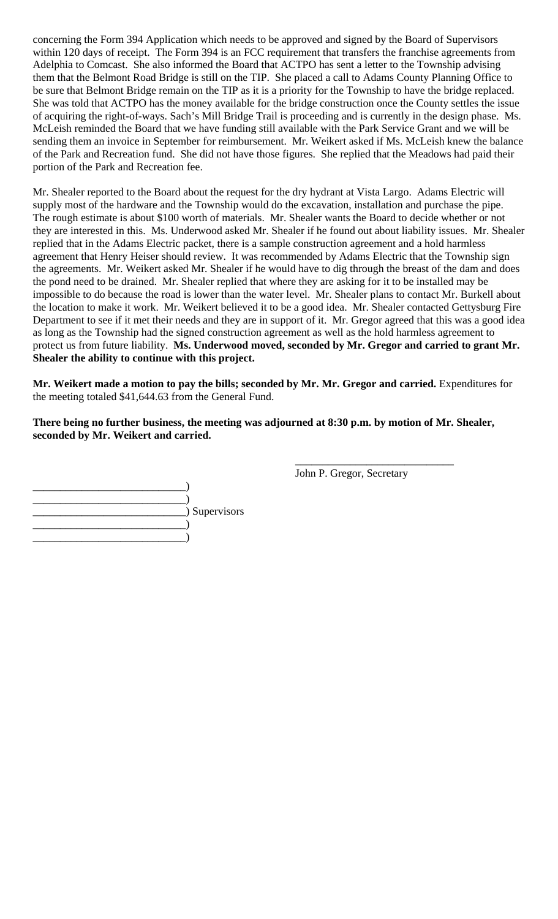concerning the Form 394 Application which needs to be approved and signed by the Board of Supervisors within 120 days of receipt. The Form 394 is an FCC requirement that transfers the franchise agreements from Adelphia to Comcast. She also informed the Board that ACTPO has sent a letter to the Township advising them that the Belmont Road Bridge is still on the TIP. She placed a call to Adams County Planning Office to be sure that Belmont Bridge remain on the TIP as it is a priority for the Township to have the bridge replaced. She was told that ACTPO has the money available for the bridge construction once the County settles the issue of acquiring the right-of-ways. Sach's Mill Bridge Trail is proceeding and is currently in the design phase. Ms. McLeish reminded the Board that we have funding still available with the Park Service Grant and we will be sending them an invoice in September for reimbursement. Mr. Weikert asked if Ms. McLeish knew the balance of the Park and Recreation fund. She did not have those figures. She replied that the Meadows had paid their portion of the Park and Recreation fee.

Mr. Shealer reported to the Board about the request for the dry hydrant at Vista Largo. Adams Electric will supply most of the hardware and the Township would do the excavation, installation and purchase the pipe. The rough estimate is about $100 worth of materials. Mr. Shealer wants the Board to decide whether or not they are interested in this. Ms. Underwood asked Mr. Shealer if he found out about liability issues. Mr. Shealer replied that in the Adams Electric packet, there is a sample construction agreement and a hold harmless agreement that Henry Heiser should review. It was recommended by Adams Electric that the Township sign the agreements. Mr. Weikert asked Mr. Shealer if he would have to dig through the breast of the dam and does the pond need to be drained. Mr. Shealer replied that where they are asking for it to be installed may be impossible to do because the road is lower than the water level. Mr. Shealer plans to contact Mr. Burkell about the location to make it work. Mr. Weikert believed it to be a good idea. Mr. Shealer contacted Gettysburg Fire Department to see if it met their needs and they are in support of it. Mr. Gregor agreed that this was a good idea as long as the Township had the signed construction agreement as well as the hold harmless agreement to protect us from future liability. **Ms. Underwood moved, seconded by Mr. Gregor and carried to grant Mr. Shealer the ability to continue with this project.**

**Mr. Weikert made a motion to pay the bills; seconded by Mr. Mr. Gregor and carried.** Expenditures for the meeting totaled $41,644.63 from the General Fund.

**There being no further business, the meeting was adjourned at 8:30 p.m. by motion of Mr. Shealer, seconded by Mr. Weikert and carried.**

\_\_\_\_\_\_\_\_\_\_\_\_\_\_\_\_\_\_\_\_\_\_\_\_\_\_\_\_\_
John P. Gregor, Secretary

\_\_\_\_\_\_\_\_\_\_\_\_\_\_\_\_\_\_\_\_\_\_\_\_\_\_\_\_)
\_\_\_\_\_\_\_\_\_\_\_\_\_\_\_\_\_\_\_\_\_\_\_\_\_\_\_\_)
\_\_\_\_\_\_\_\_\_\_\_\_\_\_\_\_\_\_\_\_\_\_\_\_\_\_\_\_) Supervisors
\_\_\_\_\_\_\_\_\_\_\_\_\_\_\_\_\_\_\_\_\_\_\_\_\_\_\_\_)
\_\_\_\_\_\_\_\_\_\_\_\_\_\_\_\_\_\_\_\_\_\_\_\_\_\_\_\_)